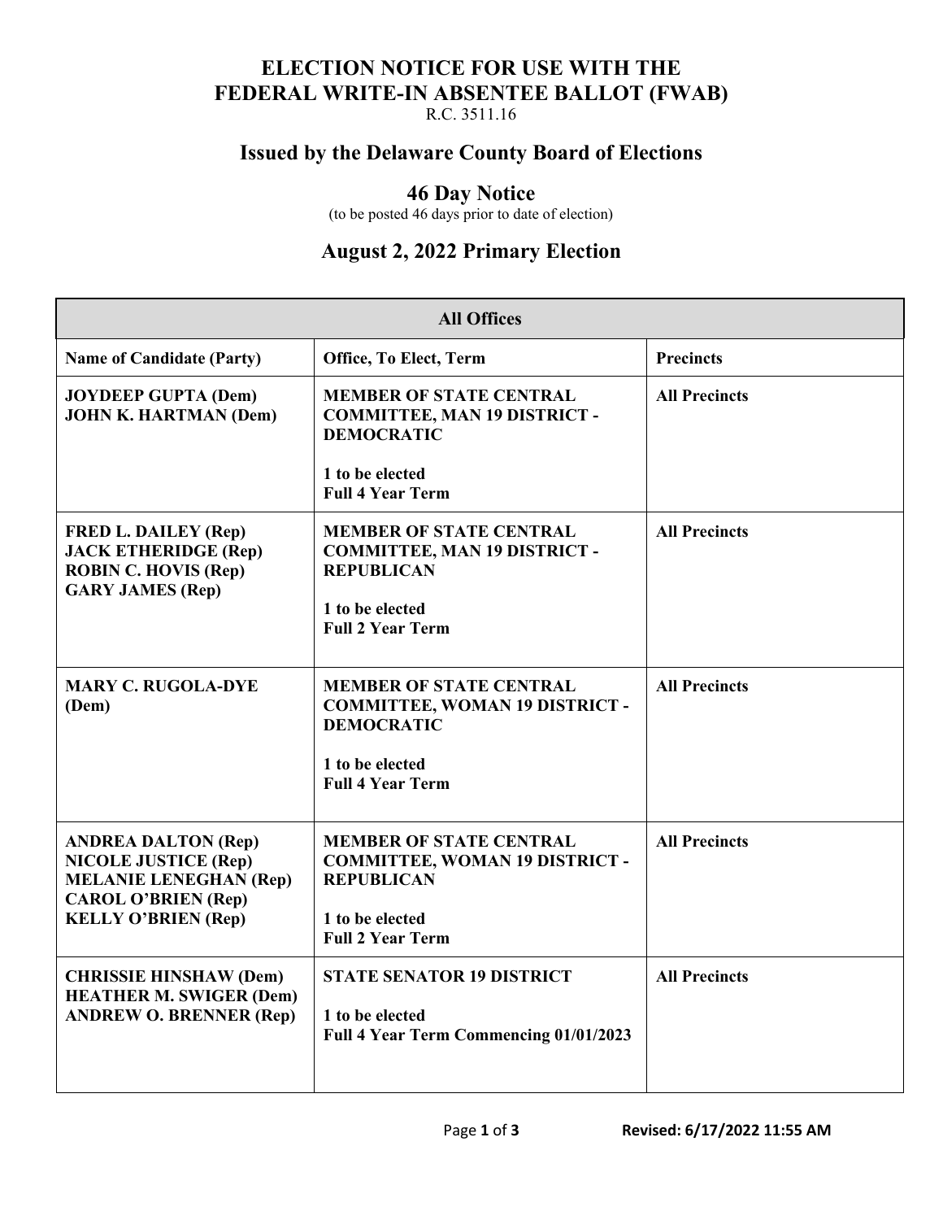# ELECTION NOTICE FOR USE WITH THE FEDERAL WRITE-IN ABSENTEE BALLOT (FWAB)

R.C. 3511.16

## Issued by the Delaware County Board of Elections

### 46 Day Notice

(to be posted 46 days prior to date of election)

## August 2, 2022 Primary Election

| All Offices | | |
|---|---|---|
| **Name of Candidate (Party)** | **Office, To Elect, Term** | **Precincts** |
| **JOYDEEP GUPTA (Dem)**<br>**JOHN K. HARTMAN (Dem)** | **MEMBER OF STATE CENTRAL COMMITTEE, MAN 19 DISTRICT - DEMOCRATIC**<br><br>**1 to be elected**<br>**Full 4 Year Term** | **All Precincts** |
| **FRED L. DAILEY (Rep)**<br>**JACK ETHERIDGE (Rep)**<br>**ROBIN C. HOVIS (Rep)**<br>**GARY JAMES (Rep)** | **MEMBER OF STATE CENTRAL COMMITTEE, MAN 19 DISTRICT - REPUBLICAN**<br><br>**1 to be elected**<br>**Full 2 Year Term** | **All Precincts** |
| **MARY C. RUGOLA-DYE (Dem)** | **MEMBER OF STATE CENTRAL COMMITTEE, WOMAN 19 DISTRICT - DEMOCRATIC**<br><br>**1 to be elected**<br>**Full 4 Year Term** | **All Precincts** |
| **ANDREA DALTON (Rep)**<br>**NICOLE JUSTICE (Rep)**<br>**MELANIE LENEGHAN (Rep)**<br>**CAROL O'BRIEN (Rep)**<br>**KELLY O'BRIEN (Rep)** | **MEMBER OF STATE CENTRAL COMMITTEE, WOMAN 19 DISTRICT - REPUBLICAN**<br><br>**1 to be elected**<br>**Full 2 Year Term** | **All Precincts** |
| **CHRISSIE HINSHAW (Dem)**<br>**HEATHER M. SWIGER (Dem)**<br>**ANDREW O. BRENNER (Rep)** | **STATE SENATOR 19 DISTRICT**<br><br>**1 to be elected**<br>**Full 4 Year Term Commencing 01/01/2023** | **All Precincts** |

**Revised: 6/17/2022 11:55 AM**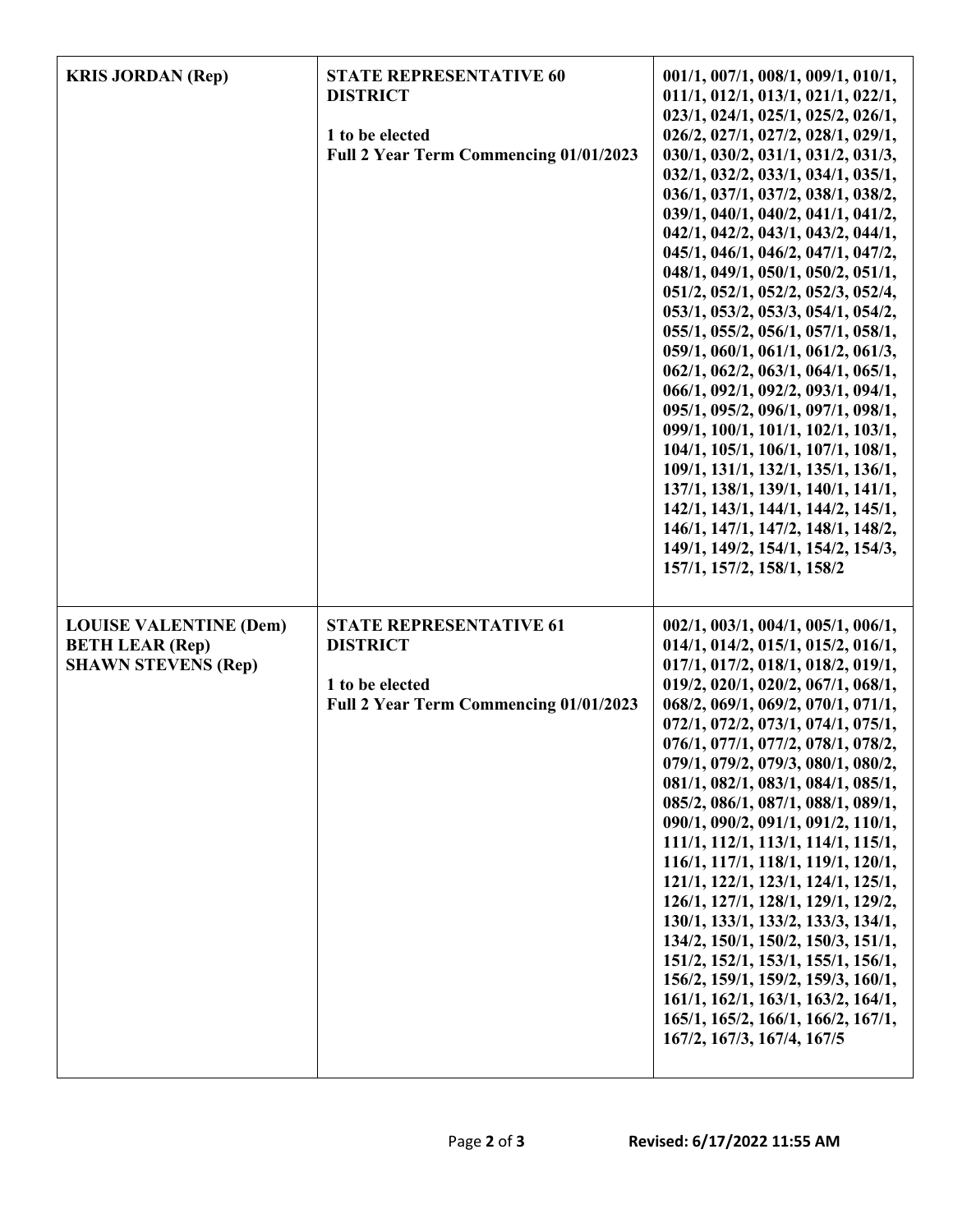| | | |
|---|---|---|
| **KRIS JORDAN (Rep)** | **STATE REPRESENTATIVE 60 DISTRICT**<br><br>**1 to be elected**<br>**Full 2 Year Term Commencing 01/01/2023** | **001/1, 007/1, 008/1, 009/1, 010/1, 011/1, 012/1, 013/1, 021/1, 022/1, 023/1, 024/1, 025/1, 025/2, 026/1, 026/2, 027/1, 027/2, 028/1, 029/1, 030/1, 030/2, 031/1, 031/2, 031/3, 032/1, 032/2, 033/1, 034/1, 035/1, 036/1, 037/1, 037/2, 038/1, 038/2, 039/1, 040/1, 040/2, 041/1, 041/2, 042/1, 042/2, 043/1, 043/2, 044/1, 045/1, 046/1, 046/2, 047/1, 047/2, 048/1, 049/1, 050/1, 050/2, 051/1, 051/2, 052/1, 052/2, 052/3, 052/4, 053/1, 053/2, 053/3, 054/1, 054/2, 055/1, 055/2, 056/1, 057/1, 058/1, 059/1, 060/1, 061/1, 061/2, 061/3, 062/1, 062/2, 063/1, 064/1, 065/1, 066/1, 092/1, 092/2, 093/1, 094/1, 095/1, 095/2, 096/1, 097/1, 098/1, 099/1, 100/1, 101/1, 102/1, 103/1, 104/1, 105/1, 106/1, 107/1, 108/1, 109/1, 131/1, 132/1, 135/1, 136/1, 137/1, 138/1, 139/1, 140/1, 141/1, 142/1, 143/1, 144/1, 144/2, 145/1, 146/1, 147/1, 147/2, 148/1, 148/2, 149/1, 149/2, 154/1, 154/2, 154/3, 157/1, 157/2, 158/1, 158/2** |
| **LOUISE VALENTINE (Dem)**<br>**BETH LEAR (Rep)**<br>**SHAWN STEVENS (Rep)** | **STATE REPRESENTATIVE 61 DISTRICT**<br><br>**1 to be elected**<br>**Full 2 Year Term Commencing 01/01/2023** | **002/1, 003/1, 004/1, 005/1, 006/1, 014/1, 014/2, 015/1, 015/2, 016/1, 017/1, 017/2, 018/1, 018/2, 019/1, 019/2, 020/1, 020/2, 067/1, 068/1, 068/2, 069/1, 069/2, 070/1, 071/1, 072/1, 072/2, 073/1, 074/1, 075/1, 076/1, 077/1, 077/2, 078/1, 078/2, 079/1, 079/2, 079/3, 080/1, 080/2, 081/1, 082/1, 083/1, 084/1, 085/1, 085/2, 086/1, 087/1, 088/1, 089/1, 090/1, 090/2, 091/1, 091/2, 110/1, 111/1, 112/1, 113/1, 114/1, 115/1, 116/1, 117/1, 118/1, 119/1, 120/1, 121/1, 122/1, 123/1, 124/1, 125/1, 126/1, 127/1, 128/1, 129/1, 129/2, 130/1, 133/1, 133/2, 133/3, 134/1, 134/2, 150/1, 150/2, 150/3, 151/1, 151/2, 152/1, 153/1, 155/1, 156/1, 156/2, 159/1, 159/2, 159/3, 160/1, 161/1, 162/1, 163/1, 163/2, 164/1, 165/1, 165/2, 166/1, 166/2, 167/1, 167/2, 167/3, 167/4, 167/5** |

Revised: 6/17/2022 11:55 AM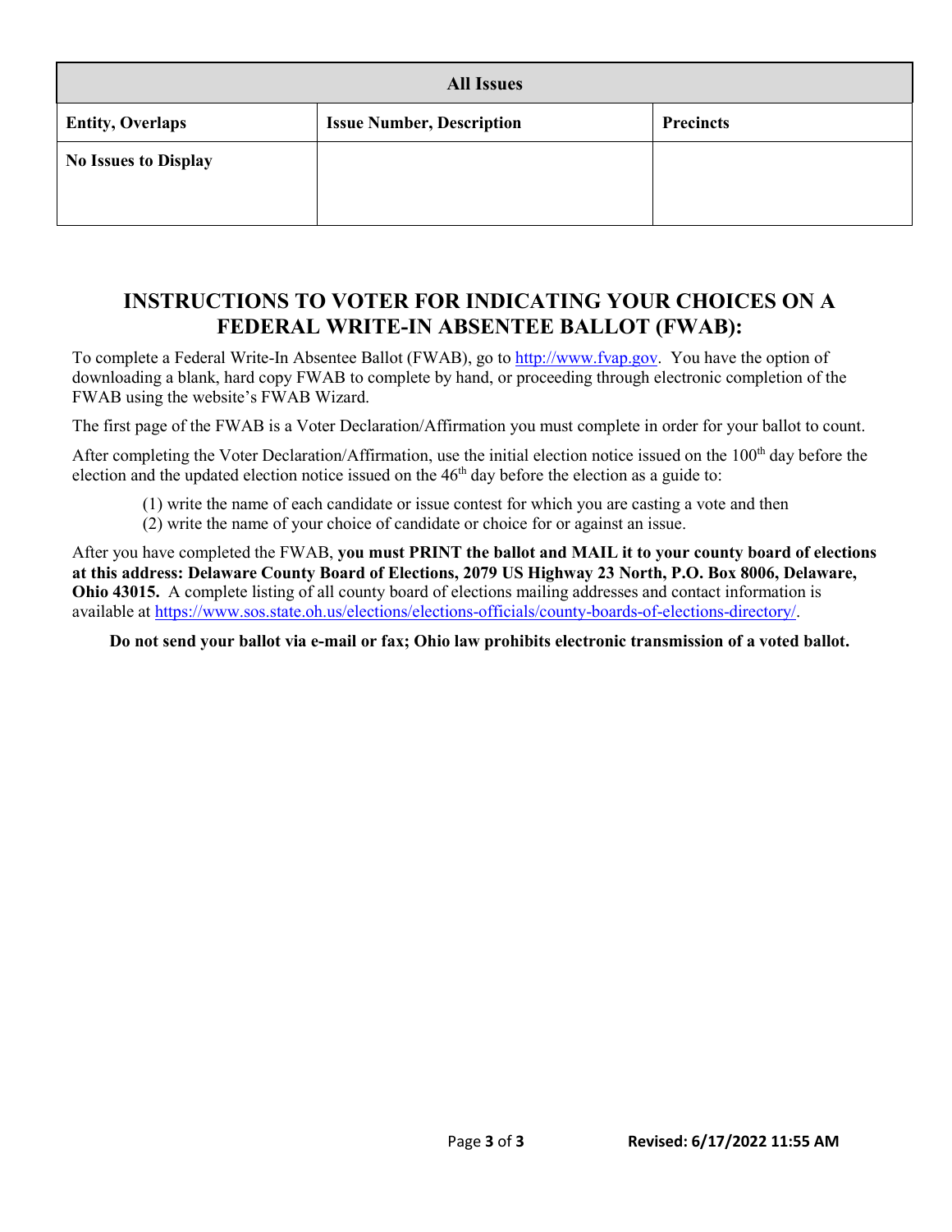| All Issues | | |
|---|---|---|
| **Entity, Overlaps** | **Issue Number, Description** | **Precincts** |
| **No Issues to Display** | | |

## INSTRUCTIONS TO VOTER FOR INDICATING YOUR CHOICES ON A FEDERAL WRITE-IN ABSENTEE BALLOT (FWAB):

To complete a Federal Write-In Absentee Ballot (FWAB), go to http://www.fvap.gov. You have the option of downloading a blank, hard copy FWAB to complete by hand, or proceeding through electronic completion of the FWAB using the website's FWAB Wizard.

The first page of the FWAB is a Voter Declaration/Affirmation you must complete in order for your ballot to count.

After completing the Voter Declaration/Affirmation, use the initial election notice issued on the 100th day before the election and the updated election notice issued on the 46th day before the election as a guide to:

(1) write the name of each candidate or issue contest for which you are casting a vote and then
(2) write the name of your choice of candidate or choice for or against an issue.

After you have completed the FWAB, **you must PRINT the ballot and MAIL it to your county board of elections at this address: Delaware County Board of Elections, 2079 US Highway 23 North, P.O. Box 8006, Delaware, Ohio 43015.** A complete listing of all county board of elections mailing addresses and contact information is available at https://www.sos.state.oh.us/elections/elections-officials/county-boards-of-elections-directory/.

**Do not send your ballot via e-mail or fax; Ohio law prohibits electronic transmission of a voted ballot.**

**Revised: 6/17/2022 11:55 AM**